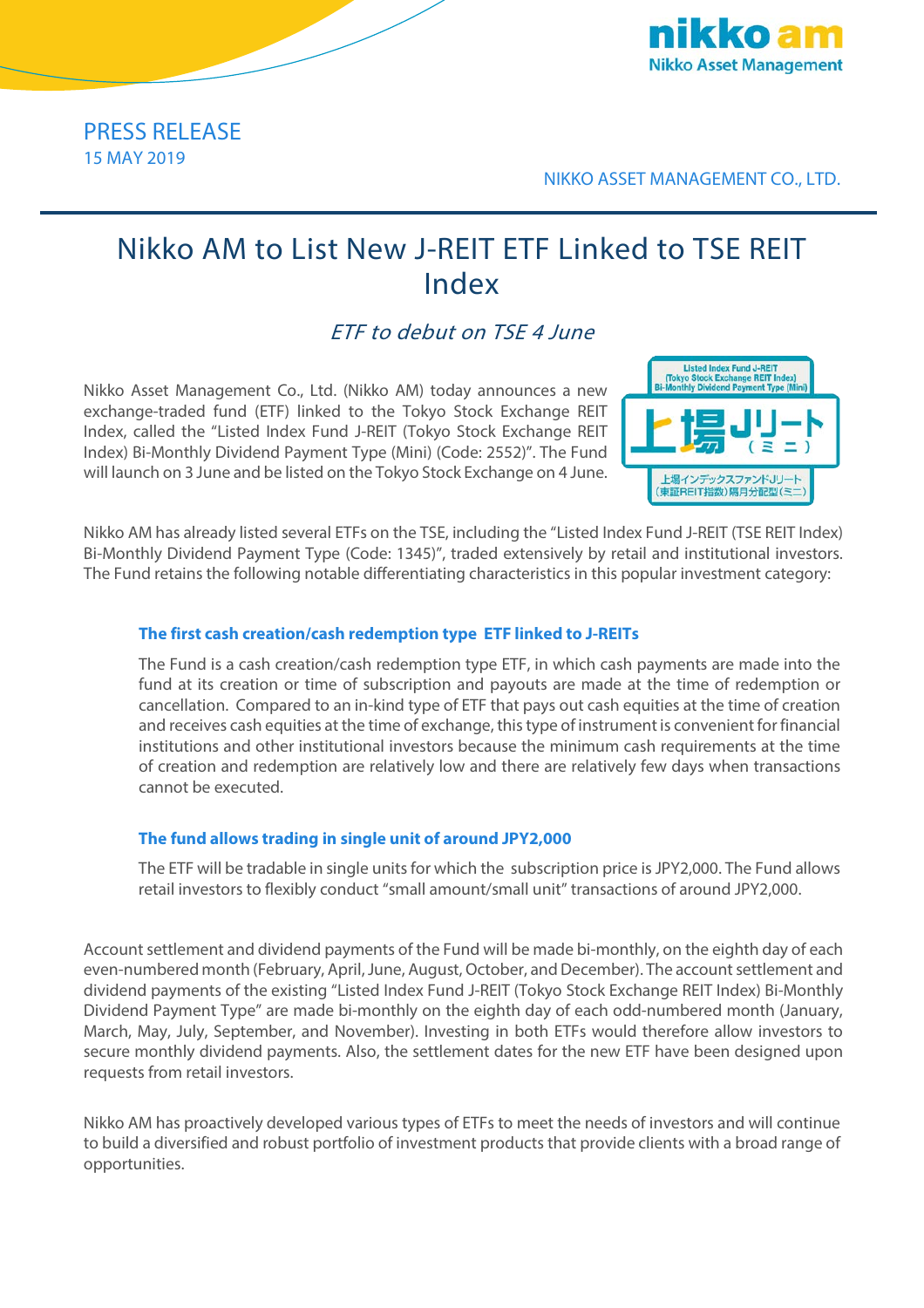PRESS RELEASE
15 MAY 2019

NIKKO ASSET MANAGEMENT CO., LTD.

# Nikko AM to List New J-REIT ETF Linked to TSE REIT Index

*ETF to debut on TSE 4 June*

Nikko Asset Management Co., Ltd. (Nikko AM) today announces a new exchange-traded fund (ETF) linked to the Tokyo Stock Exchange REIT Index, called the "Listed Index Fund J-REIT (Tokyo Stock Exchange REIT Index) Bi-Monthly Dividend Payment Type (Mini) (Code: 2552)". The Fund will launch on 3 June and be listed on the Tokyo Stock Exchange on 4 June.

Nikko AM has already listed several ETFs on the TSE, including the "Listed Index Fund J-REIT (TSE REIT Index) Bi-Monthly Dividend Payment Type (Code: 1345)", traded extensively by retail and institutional investors. The Fund retains the following notable differentiating characteristics in this popular investment category:

### The first cash creation/cash redemption type ETF linked to J-REITs

The Fund is a cash creation/cash redemption type ETF, in which cash payments are made into the fund at its creation or time of subscription and payouts are made at the time of redemption or cancellation. Compared to an in-kind type of ETF that pays out cash equities at the time of creation and receives cash equities at the time of exchange, this type of instrument is convenient for financial institutions and other institutional investors because the minimum cash requirements at the time of creation and redemption are relatively low and there are relatively few days when transactions cannot be executed.

### The fund allows trading in single unit of around JPY2,000

The ETF will be tradable in single units for which the subscription price is JPY2,000. The Fund allows retail investors to flexibly conduct "small amount/small unit" transactions of around JPY2,000.

Account settlement and dividend payments of the Fund will be made bi-monthly, on the eighth day of each even-numbered month (February, April, June, August, October, and December). The account settlement and dividend payments of the existing "Listed Index Fund J-REIT (Tokyo Stock Exchange REIT Index) Bi-Monthly Dividend Payment Type" are made bi-monthly on the eighth day of each odd-numbered month (January, March, May, July, September, and November). Investing in both ETFs would therefore allow investors to secure monthly dividend payments. Also, the settlement dates for the new ETF have been designed upon requests from retail investors.

Nikko AM has proactively developed various types of ETFs to meet the needs of investors and will continue to build a diversified and robust portfolio of investment products that provide clients with a broad range of opportunities.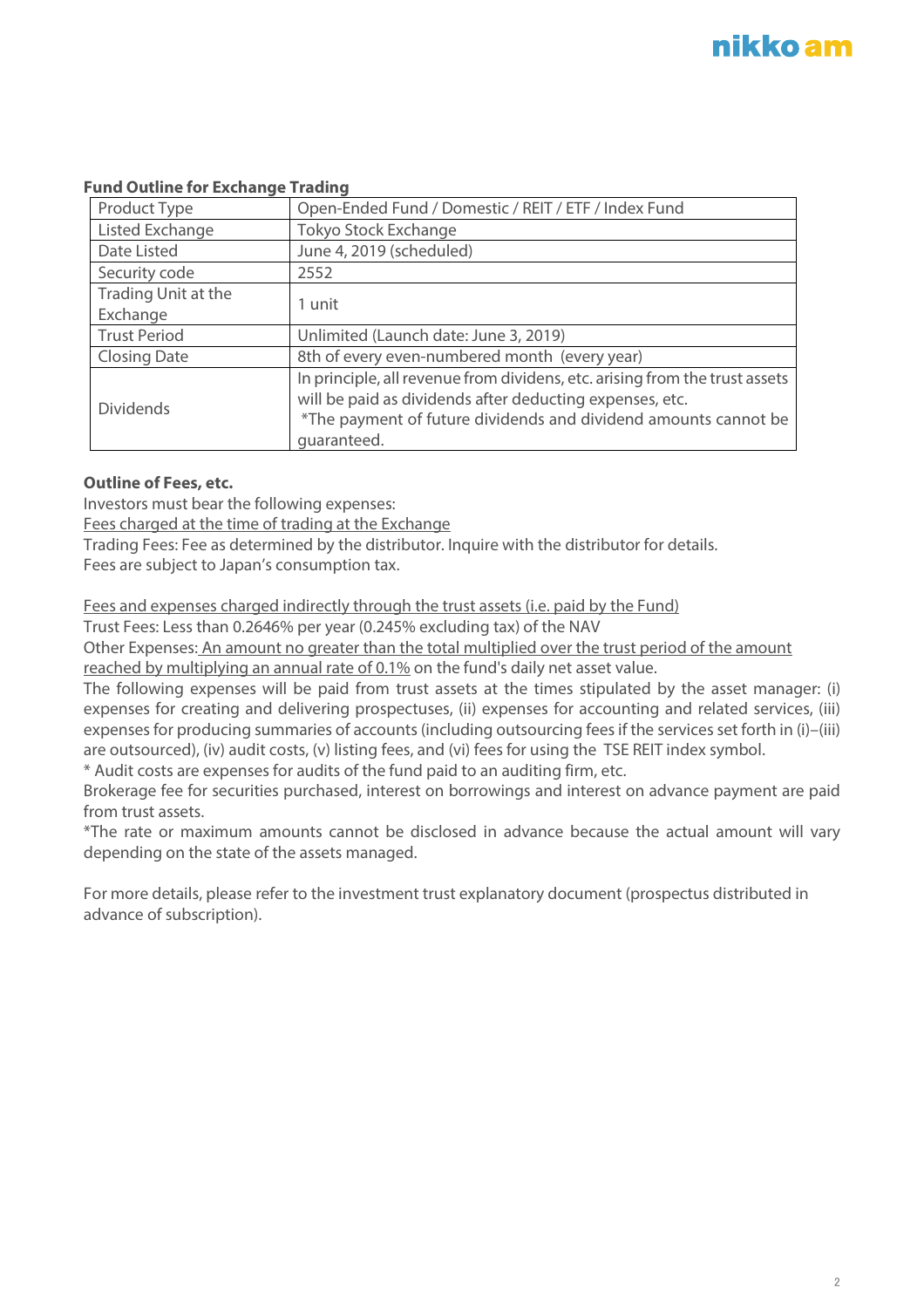**Fund Outline for Exchange Trading**

| Product Type | Open-Ended Fund / Domestic / REIT / ETF / Index Fund |
|---|---|
| Listed Exchange | Tokyo Stock Exchange |
| Date Listed | June 4, 2019 (scheduled) |
| Security code | 2552 |
| Trading Unit at the Exchange | 1 unit |
| Trust Period | Unlimited (Launch date: June 3, 2019) |
| Closing Date | 8th of every even-numbered month (every year) |
| Dividends | In principle, all revenue from dividens, etc. arising from the trust assets will be paid as dividends after deducting expenses, etc. *The payment of future dividends and dividend amounts cannot be guaranteed. |

**Outline of Fees, etc.**

Investors must bear the following expenses:

Fees charged at the time of trading at the Exchange

Trading Fees: Fee as determined by the distributor. Inquire with the distributor for details.
Fees are subject to Japan's consumption tax.

Fees and expenses charged indirectly through the trust assets (i.e. paid by the Fund)

Trust Fees: Less than 0.2646% per year (0.245% excluding tax) of the NAV

Other Expenses: An amount no greater than the total multiplied over the trust period of the amount reached by multiplying an annual rate of 0.1% on the fund's daily net asset value.

The following expenses will be paid from trust assets at the times stipulated by the asset manager: (i) expenses for creating and delivering prospectuses, (ii) expenses for accounting and related services, (iii) expenses for producing summaries of accounts (including outsourcing fees if the services set forth in (i)–(iii) are outsourced), (iv) audit costs, (v) listing fees, and (vi) fees for using the TSE REIT index symbol.

* Audit costs are expenses for audits of the fund paid to an auditing firm, etc.

Brokerage fee for securities purchased, interest on borrowings and interest on advance payment are paid from trust assets.

*The rate or maximum amounts cannot be disclosed in advance because the actual amount will vary depending on the state of the assets managed.

For more details, please refer to the investment trust explanatory document (prospectus distributed in advance of subscription).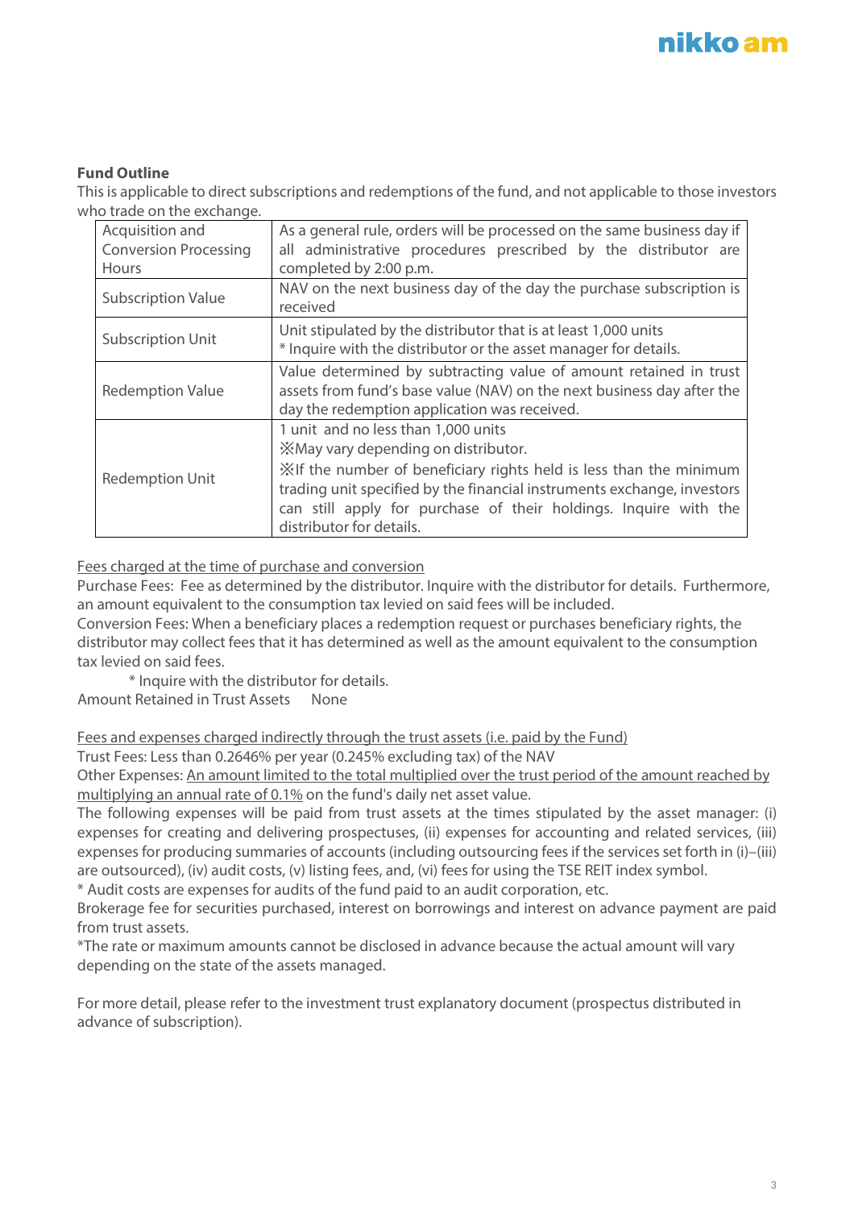**Fund Outline**

This is applicable to direct subscriptions and redemptions of the fund, and not applicable to those investors who trade on the exchange.

| | |
|---|---|
| Acquisition and Conversion Processing Hours | As a general rule, orders will be processed on the same business day if all administrative procedures prescribed by the distributor are completed by 2:00 p.m. |
| Subscription Value | NAV on the next business day of the day the purchase subscription is received |
| Subscription Unit | Unit stipulated by the distributor that is at least 1,000 units<br>* Inquire with the distributor or the asset manager for details. |
| Redemption Value | Value determined by subtracting value of amount retained in trust assets from fund's base value (NAV) on the next business day after the day the redemption application was received. |
| Redemption Unit | 1 unit and no less than 1,000 units<br>※May vary depending on distributor.<br>※If the number of beneficiary rights held is less than the minimum trading unit specified by the financial instruments exchange, investors can still apply for purchase of their holdings. Inquire with the distributor for details. |

<u>Fees charged at the time of purchase and conversion</u>

Purchase Fees: Fee as determined by the distributor. Inquire with the distributor for details. Furthermore, an amount equivalent to the consumption tax levied on said fees will be included.

Conversion Fees: When a beneficiary places a redemption request or purchases beneficiary rights, the distributor may collect fees that it has determined as well as the amount equivalent to the consumption tax levied on said fees.

* Inquire with the distributor for details.

Amount Retained in Trust Assets None

<u>Fees and expenses charged indirectly through the trust assets (i.e. paid by the Fund)</u>

Trust Fees: Less than 0.2646% per year (0.245% excluding tax) of the NAV

Other Expenses: <u>An amount limited to the total multiplied over the trust period of the amount reached by multiplying an annual rate of 0.1%</u> on the fund's daily net asset value.

The following expenses will be paid from trust assets at the times stipulated by the asset manager: (i) expenses for creating and delivering prospectuses, (ii) expenses for accounting and related services, (iii) expenses for producing summaries of accounts (including outsourcing fees if the services set forth in (i)–(iii) are outsourced), (iv) audit costs, (v) listing fees, and, (vi) fees for using the TSE REIT index symbol.

* Audit costs are expenses for audits of the fund paid to an audit corporation, etc.

Brokerage fee for securities purchased, interest on borrowings and interest on advance payment are paid from trust assets.

*The rate or maximum amounts cannot be disclosed in advance because the actual amount will vary depending on the state of the assets managed.

For more detail, please refer to the investment trust explanatory document (prospectus distributed in advance of subscription).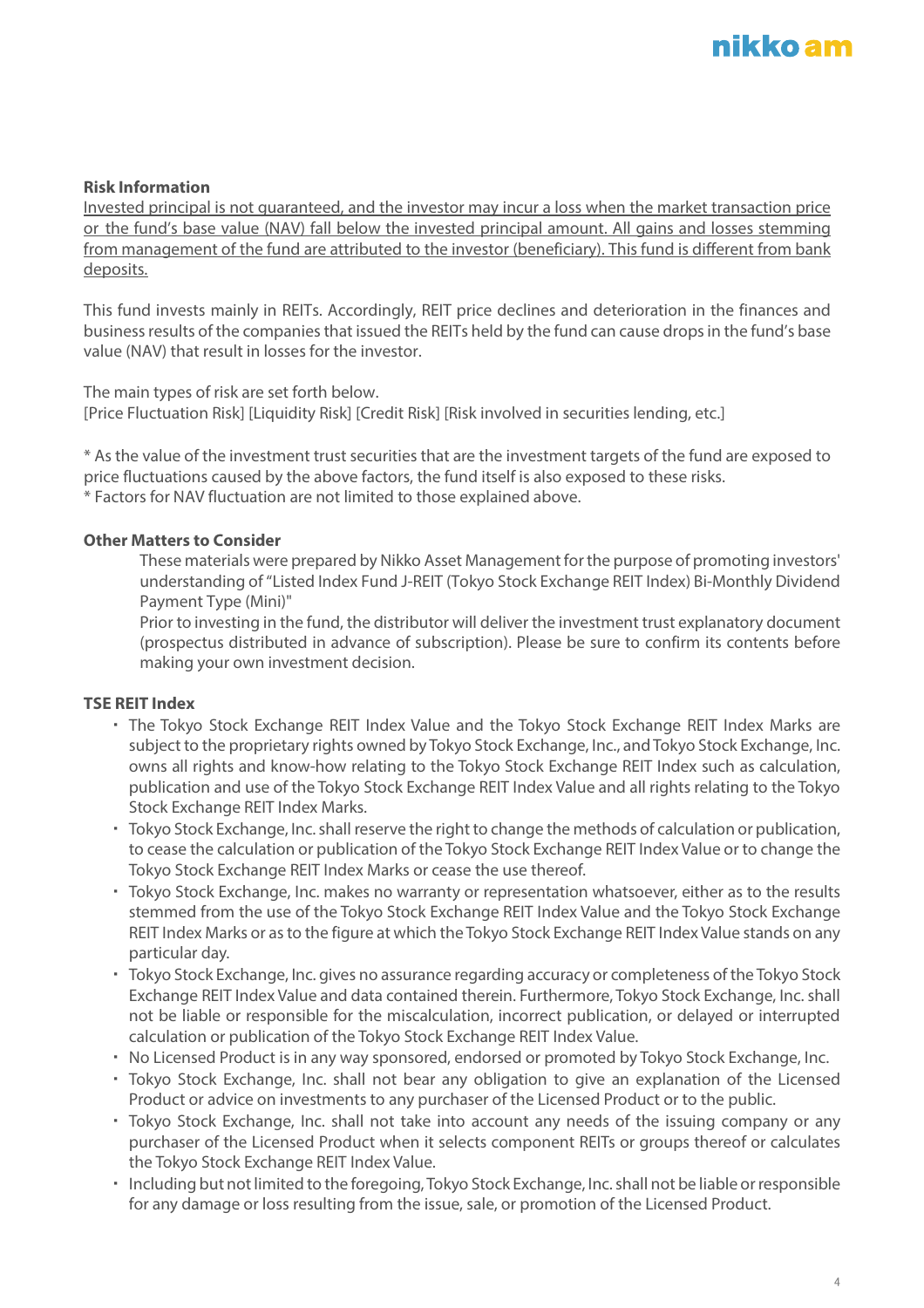**Risk Information**

<u>Invested principal is not guaranteed, and the investor may incur a loss when the market transaction price or the fund's base value (NAV) fall below the invested principal amount. All gains and losses stemming from management of the fund are attributed to the investor (beneficiary). This fund is different from bank deposits.</u>

This fund invests mainly in REITs. Accordingly, REIT price declines and deterioration in the finances and business results of the companies that issued the REITs held by the fund can cause drops in the fund's base value (NAV) that result in losses for the investor.

The main types of risk are set forth below.
[Price Fluctuation Risk] [Liquidity Risk] [Credit Risk] [Risk involved in securities lending, etc.]

* As the value of the investment trust securities that are the investment targets of the fund are exposed to price fluctuations caused by the above factors, the fund itself is also exposed to these risks.
* Factors for NAV fluctuation are not limited to those explained above.

**Other Matters to Consider**

These materials were prepared by Nikko Asset Management for the purpose of promoting investors' understanding of "Listed Index Fund J-REIT (Tokyo Stock Exchange REIT Index) Bi-Monthly Dividend Payment Type (Mini)"

Prior to investing in the fund, the distributor will deliver the investment trust explanatory document (prospectus distributed in advance of subscription). Please be sure to confirm its contents before making your own investment decision.

**TSE REIT Index**

- The Tokyo Stock Exchange REIT Index Value and the Tokyo Stock Exchange REIT Index Marks are subject to the proprietary rights owned by Tokyo Stock Exchange, Inc., and Tokyo Stock Exchange, Inc. owns all rights and know-how relating to the Tokyo Stock Exchange REIT Index such as calculation, publication and use of the Tokyo Stock Exchange REIT Index Value and all rights relating to the Tokyo Stock Exchange REIT Index Marks.
- Tokyo Stock Exchange, Inc. shall reserve the right to change the methods of calculation or publication, to cease the calculation or publication of the Tokyo Stock Exchange REIT Index Value or to change the Tokyo Stock Exchange REIT Index Marks or cease the use thereof.
- Tokyo Stock Exchange, Inc. makes no warranty or representation whatsoever, either as to the results stemmed from the use of the Tokyo Stock Exchange REIT Index Value and the Tokyo Stock Exchange REIT Index Marks or as to the figure at which the Tokyo Stock Exchange REIT Index Value stands on any particular day.
- Tokyo Stock Exchange, Inc. gives no assurance regarding accuracy or completeness of the Tokyo Stock Exchange REIT Index Value and data contained therein. Furthermore, Tokyo Stock Exchange, Inc. shall not be liable or responsible for the miscalculation, incorrect publication, or delayed or interrupted calculation or publication of the Tokyo Stock Exchange REIT Index Value.
- No Licensed Product is in any way sponsored, endorsed or promoted by Tokyo Stock Exchange, Inc.
- Tokyo Stock Exchange, Inc. shall not bear any obligation to give an explanation of the Licensed Product or advice on investments to any purchaser of the Licensed Product or to the public.
- Tokyo Stock Exchange, Inc. shall not take into account any needs of the issuing company or any purchaser of the Licensed Product when it selects component REITs or groups thereof or calculates the Tokyo Stock Exchange REIT Index Value.
- Including but not limited to the foregoing, Tokyo Stock Exchange, Inc. shall not be liable or responsible for any damage or loss resulting from the issue, sale, or promotion of the Licensed Product.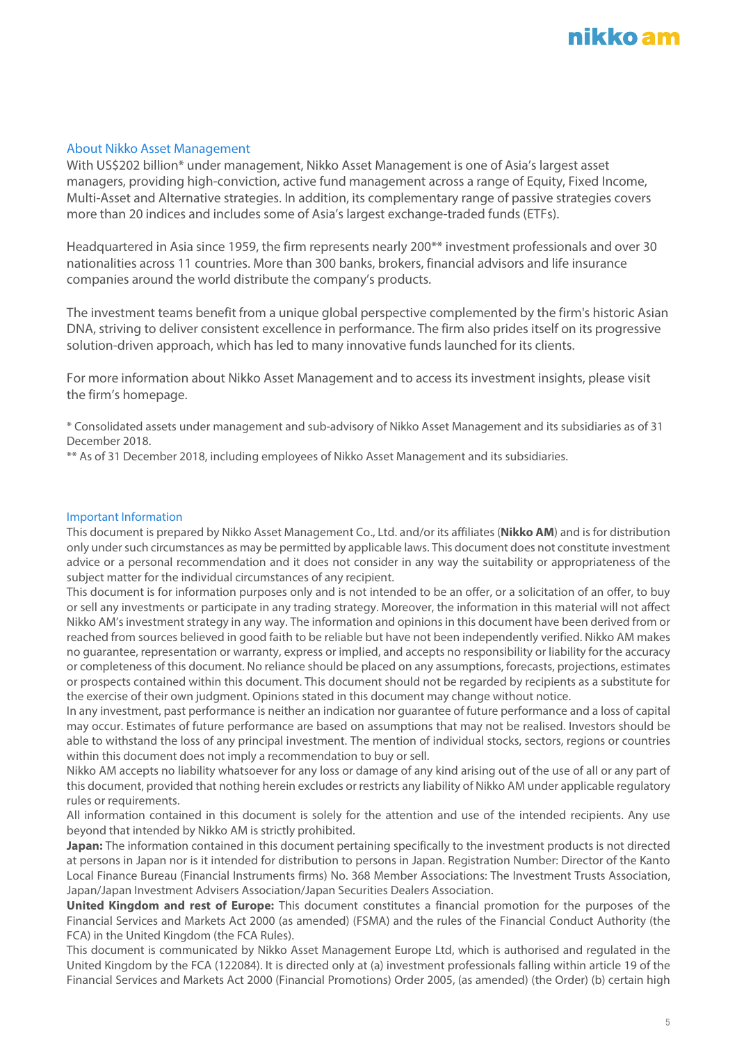## About Nikko Asset Management

With US$202 billion* under management, Nikko Asset Management is one of Asia's largest asset managers, providing high-conviction, active fund management across a range of Equity, Fixed Income, Multi-Asset and Alternative strategies. In addition, its complementary range of passive strategies covers more than 20 indices and includes some of Asia's largest exchange-traded funds (ETFs).

Headquartered in Asia since 1959, the firm represents nearly 200** investment professionals and over 30 nationalities across 11 countries. More than 300 banks, brokers, financial advisors and life insurance companies around the world distribute the company's products.

The investment teams benefit from a unique global perspective complemented by the firm's historic Asian DNA, striving to deliver consistent excellence in performance. The firm also prides itself on its progressive solution-driven approach, which has led to many innovative funds launched for its clients.

For more information about Nikko Asset Management and to access its investment insights, please visit the firm's homepage.

* Consolidated assets under management and sub-advisory of Nikko Asset Management and its subsidiaries as of 31 December 2018.
** As of 31 December 2018, including employees of Nikko Asset Management and its subsidiaries.

## Important Information

This document is prepared by Nikko Asset Management Co., Ltd. and/or its affiliates (**Nikko AM**) and is for distribution only under such circumstances as may be permitted by applicable laws. This document does not constitute investment advice or a personal recommendation and it does not consider in any way the suitability or appropriateness of the subject matter for the individual circumstances of any recipient.

This document is for information purposes only and is not intended to be an offer, or a solicitation of an offer, to buy or sell any investments or participate in any trading strategy. Moreover, the information in this material will not affect Nikko AM's investment strategy in any way. The information and opinions in this document have been derived from or reached from sources believed in good faith to be reliable but have not been independently verified. Nikko AM makes no guarantee, representation or warranty, express or implied, and accepts no responsibility or liability for the accuracy or completeness of this document. No reliance should be placed on any assumptions, forecasts, projections, estimates or prospects contained within this document. This document should not be regarded by recipients as a substitute for the exercise of their own judgment. Opinions stated in this document may change without notice.

In any investment, past performance is neither an indication nor guarantee of future performance and a loss of capital may occur. Estimates of future performance are based on assumptions that may not be realised. Investors should be able to withstand the loss of any principal investment. The mention of individual stocks, sectors, regions or countries within this document does not imply a recommendation to buy or sell.

Nikko AM accepts no liability whatsoever for any loss or damage of any kind arising out of the use of all or any part of this document, provided that nothing herein excludes or restricts any liability of Nikko AM under applicable regulatory rules or requirements.

All information contained in this document is solely for the attention and use of the intended recipients. Any use beyond that intended by Nikko AM is strictly prohibited.

**Japan:** The information contained in this document pertaining specifically to the investment products is not directed at persons in Japan nor is it intended for distribution to persons in Japan. Registration Number: Director of the Kanto Local Finance Bureau (Financial Instruments firms) No. 368 Member Associations: The Investment Trusts Association, Japan/Japan Investment Advisers Association/Japan Securities Dealers Association.

**United Kingdom and rest of Europe:** This document constitutes a financial promotion for the purposes of the Financial Services and Markets Act 2000 (as amended) (FSMA) and the rules of the Financial Conduct Authority (the FCA) in the United Kingdom (the FCA Rules).

This document is communicated by Nikko Asset Management Europe Ltd, which is authorised and regulated in the United Kingdom by the FCA (122084). It is directed only at (a) investment professionals falling within article 19 of the Financial Services and Markets Act 2000 (Financial Promotions) Order 2005, (as amended) (the Order) (b) certain high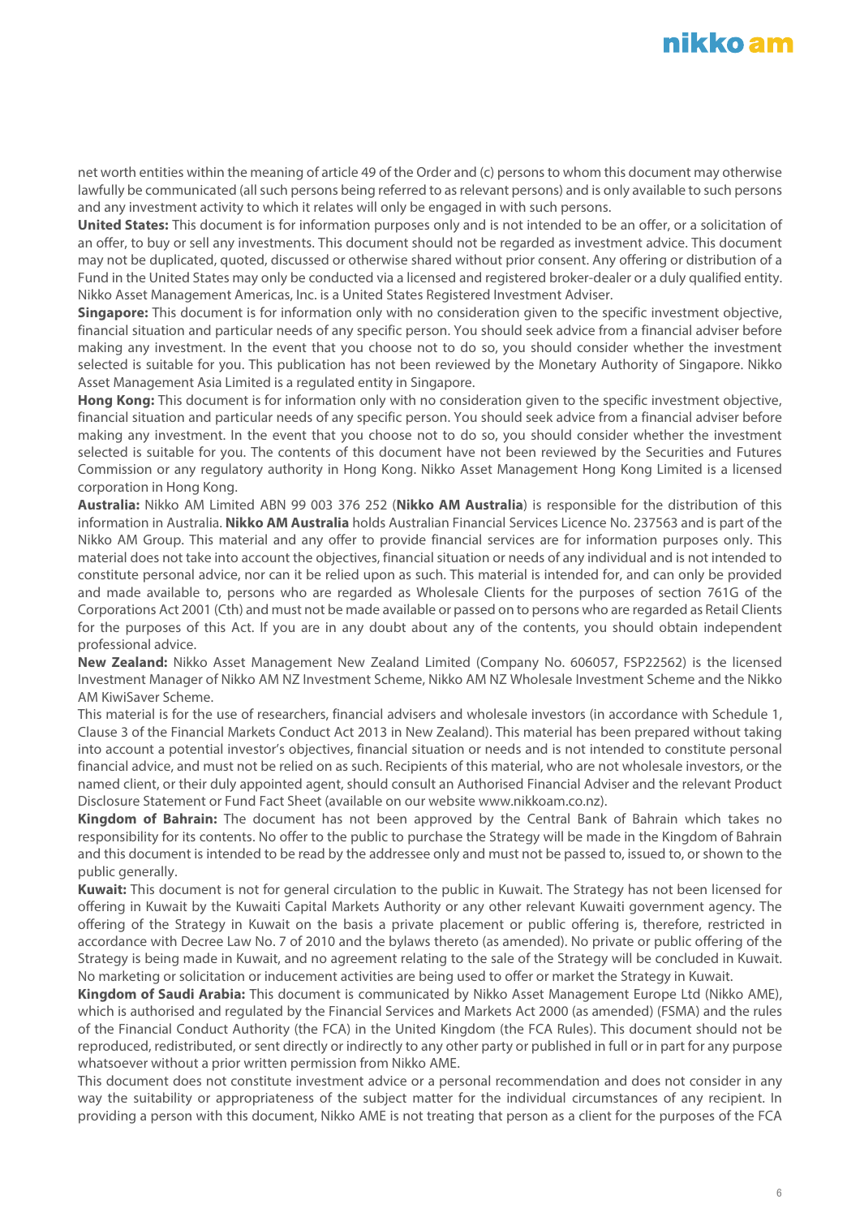net worth entities within the meaning of article 49 of the Order and (c) persons to whom this document may otherwise lawfully be communicated (all such persons being referred to as relevant persons) and is only available to such persons and any investment activity to which it relates will only be engaged in with such persons.

**United States:** This document is for information purposes only and is not intended to be an offer, or a solicitation of an offer, to buy or sell any investments. This document should not be regarded as investment advice. This document may not be duplicated, quoted, discussed or otherwise shared without prior consent. Any offering or distribution of a Fund in the United States may only be conducted via a licensed and registered broker-dealer or a duly qualified entity. Nikko Asset Management Americas, Inc. is a United States Registered Investment Adviser.

**Singapore:** This document is for information only with no consideration given to the specific investment objective, financial situation and particular needs of any specific person. You should seek advice from a financial adviser before making any investment. In the event that you choose not to do so, you should consider whether the investment selected is suitable for you. This publication has not been reviewed by the Monetary Authority of Singapore. Nikko Asset Management Asia Limited is a regulated entity in Singapore.

**Hong Kong:** This document is for information only with no consideration given to the specific investment objective, financial situation and particular needs of any specific person. You should seek advice from a financial adviser before making any investment. In the event that you choose not to do so, you should consider whether the investment selected is suitable for you. The contents of this document have not been reviewed by the Securities and Futures Commission or any regulatory authority in Hong Kong. Nikko Asset Management Hong Kong Limited is a licensed corporation in Hong Kong.

**Australia:** Nikko AM Limited ABN 99 003 376 252 (**Nikko AM Australia**) is responsible for the distribution of this information in Australia. **Nikko AM Australia** holds Australian Financial Services Licence No. 237563 and is part of the Nikko AM Group. This material and any offer to provide financial services are for information purposes only. This material does not take into account the objectives, financial situation or needs of any individual and is not intended to constitute personal advice, nor can it be relied upon as such. This material is intended for, and can only be provided and made available to, persons who are regarded as Wholesale Clients for the purposes of section 761G of the Corporations Act 2001 (Cth) and must not be made available or passed on to persons who are regarded as Retail Clients for the purposes of this Act. If you are in any doubt about any of the contents, you should obtain independent professional advice.

**New Zealand:** Nikko Asset Management New Zealand Limited (Company No. 606057, FSP22562) is the licensed Investment Manager of Nikko AM NZ Investment Scheme, Nikko AM NZ Wholesale Investment Scheme and the Nikko AM KiwiSaver Scheme.

This material is for the use of researchers, financial advisers and wholesale investors (in accordance with Schedule 1, Clause 3 of the Financial Markets Conduct Act 2013 in New Zealand). This material has been prepared without taking into account a potential investor's objectives, financial situation or needs and is not intended to constitute personal financial advice, and must not be relied on as such. Recipients of this material, who are not wholesale investors, or the named client, or their duly appointed agent, should consult an Authorised Financial Adviser and the relevant Product Disclosure Statement or Fund Fact Sheet (available on our website www.nikkoam.co.nz).

**Kingdom of Bahrain:** The document has not been approved by the Central Bank of Bahrain which takes no responsibility for its contents. No offer to the public to purchase the Strategy will be made in the Kingdom of Bahrain and this document is intended to be read by the addressee only and must not be passed to, issued to, or shown to the public generally.

**Kuwait:** This document is not for general circulation to the public in Kuwait. The Strategy has not been licensed for offering in Kuwait by the Kuwaiti Capital Markets Authority or any other relevant Kuwaiti government agency. The offering of the Strategy in Kuwait on the basis a private placement or public offering is, therefore, restricted in accordance with Decree Law No. 7 of 2010 and the bylaws thereto (as amended). No private or public offering of the Strategy is being made in Kuwait, and no agreement relating to the sale of the Strategy will be concluded in Kuwait. No marketing or solicitation or inducement activities are being used to offer or market the Strategy in Kuwait.

**Kingdom of Saudi Arabia:** This document is communicated by Nikko Asset Management Europe Ltd (Nikko AME), which is authorised and regulated by the Financial Services and Markets Act 2000 (as amended) (FSMA) and the rules of the Financial Conduct Authority (the FCA) in the United Kingdom (the FCA Rules). This document should not be reproduced, redistributed, or sent directly or indirectly to any other party or published in full or in part for any purpose whatsoever without a prior written permission from Nikko AME.

This document does not constitute investment advice or a personal recommendation and does not consider in any way the suitability or appropriateness of the subject matter for the individual circumstances of any recipient. In providing a person with this document, Nikko AME is not treating that person as a client for the purposes of the FCA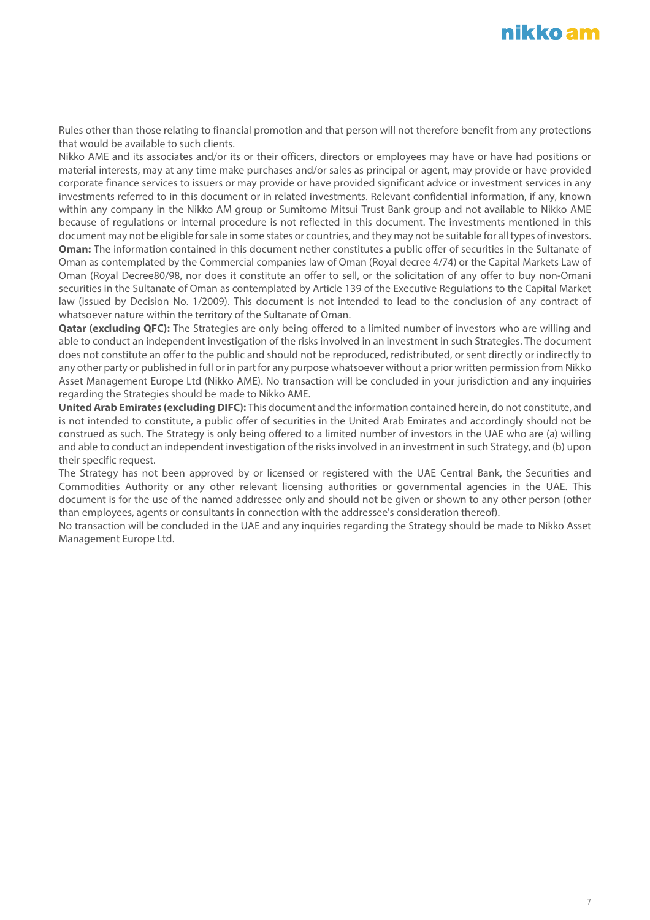Rules other than those relating to financial promotion and that person will not therefore benefit from any protections that would be available to such clients.

Nikko AME and its associates and/or its or their officers, directors or employees may have or have had positions or material interests, may at any time make purchases and/or sales as principal or agent, may provide or have provided corporate finance services to issuers or may provide or have provided significant advice or investment services in any investments referred to in this document or in related investments. Relevant confidential information, if any, known within any company in the Nikko AM group or Sumitomo Mitsui Trust Bank group and not available to Nikko AME because of regulations or internal procedure is not reflected in this document. The investments mentioned in this document may not be eligible for sale in some states or countries, and they may not be suitable for all types of investors.

**Oman:** The information contained in this document nether constitutes a public offer of securities in the Sultanate of Oman as contemplated by the Commercial companies law of Oman (Royal decree 4/74) or the Capital Markets Law of Oman (Royal Decree80/98, nor does it constitute an offer to sell, or the solicitation of any offer to buy non-Omani securities in the Sultanate of Oman as contemplated by Article 139 of the Executive Regulations to the Capital Market law (issued by Decision No. 1/2009). This document is not intended to lead to the conclusion of any contract of whatsoever nature within the territory of the Sultanate of Oman.

**Qatar (excluding QFC):** The Strategies are only being offered to a limited number of investors who are willing and able to conduct an independent investigation of the risks involved in an investment in such Strategies. The document does not constitute an offer to the public and should not be reproduced, redistributed, or sent directly or indirectly to any other party or published in full or in part for any purpose whatsoever without a prior written permission from Nikko Asset Management Europe Ltd (Nikko AME). No transaction will be concluded in your jurisdiction and any inquiries regarding the Strategies should be made to Nikko AME.

**United Arab Emirates (excluding DIFC):** This document and the information contained herein, do not constitute, and is not intended to constitute, a public offer of securities in the United Arab Emirates and accordingly should not be construed as such. The Strategy is only being offered to a limited number of investors in the UAE who are (a) willing and able to conduct an independent investigation of the risks involved in an investment in such Strategy, and (b) upon their specific request.

The Strategy has not been approved by or licensed or registered with the UAE Central Bank, the Securities and Commodities Authority or any other relevant licensing authorities or governmental agencies in the UAE. This document is for the use of the named addressee only and should not be given or shown to any other person (other than employees, agents or consultants in connection with the addressee's consideration thereof).

No transaction will be concluded in the UAE and any inquiries regarding the Strategy should be made to Nikko Asset Management Europe Ltd.